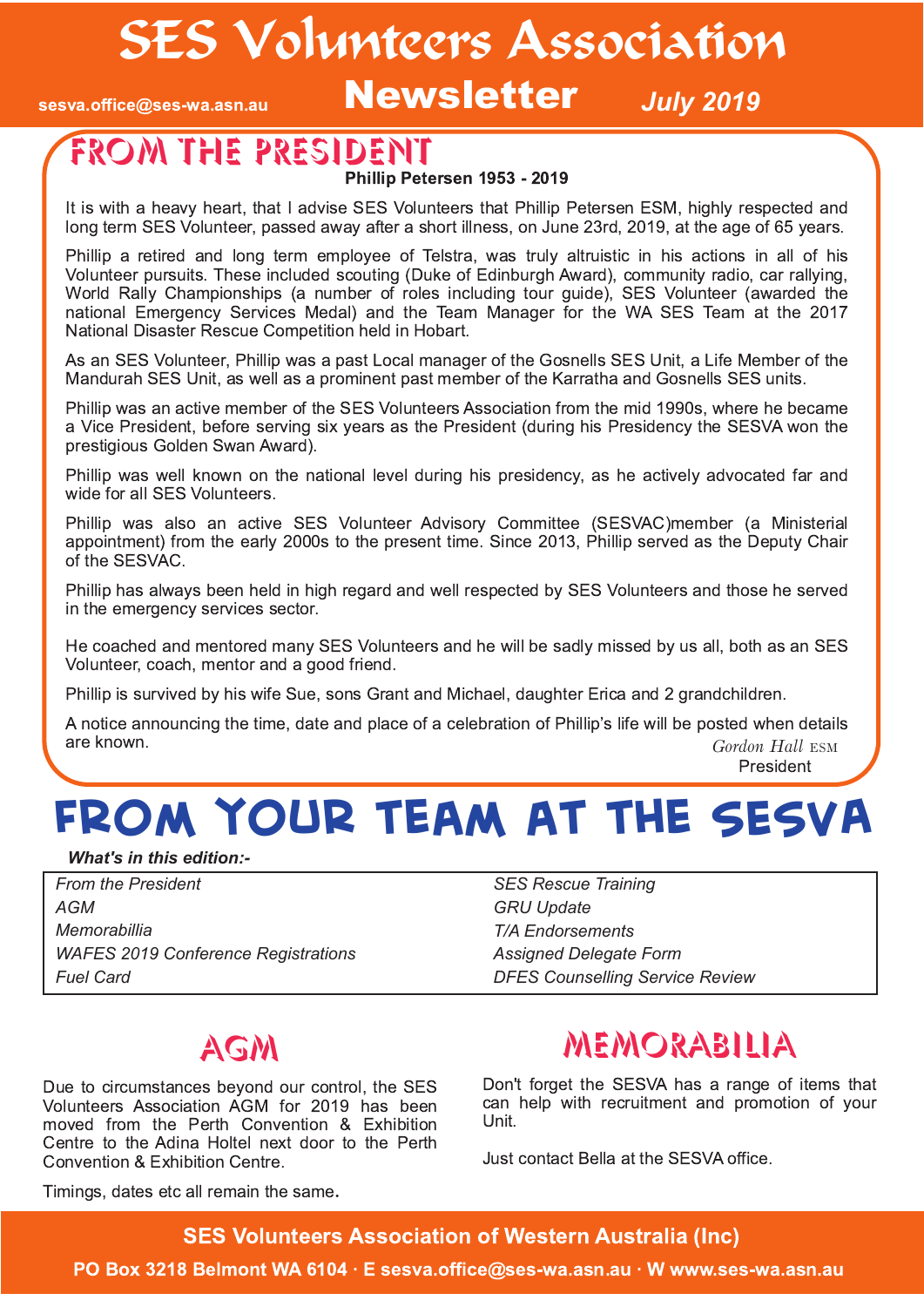# SES Volunteers Association

sesva.office@ses-wa.asn.au

## Newsletter

*July 2019*

## FROM THE PRESIDENT

**Phillip Petersen 1953 - 2019**

It is with a heavy heart, that I advise SES Volunteers that Phillip Petersen ESM, highly respected and long term SES Volunteer, passed away after a short illness, on June 23rd, 2019, at the age of 65 years.

Phillip a retired and long term employee of Telstra, was truly altruistic in his actions in all of his Volunteer pursuits. These included scouting (Duke of Edinburgh Award), community radio, car rallying, World Rally Championships (a number of roles including tour guide), SES Volunteer (awarded the national Emergency Services Medal) and the Team Manager for the WA SES Team at the 2017 National Disaster Rescue Competition held in Hobart.

As an SES Volunteer, Phillip was a past Local manager of the Gosnells SES Unit, a Life Member of the Mandurah SES Unit, as well as a prominent past member of the Karratha and Gosnells SES units.

Phillip was an active member of the SES Volunteers Association from the mid 1990s, where he became a Vice President, before serving six years as the President (during his Presidency the SESVA won the prestigious Golden Swan Award).

Phillip was well known on the national level during his presidency, as he actively advocated far and wide for all SES Volunteers.

Phillip was also an active SES Volunteer Advisory Committee (SESVAC)member (a Ministerial appointment) from the early 2000s to the present time. Since 2013, Phillip served as the Deputy Chair of the SESVAC.

Phillip has always been held in high regard and well respected by SES Volunteers and those he served in the emergency services sector.

He coached and mentored many SES Volunteers and he will be sadly missed by us all, both as an SES Volunteer, coach, mentor and a good friend.

Phillip is survived by his wife Sue, sons Grant and Michael, daughter Erica and 2 grandchildren.

A notice announcing the time, date and place of a celebration of Phillip's life will be posted when details are known.

*Gordon Hall* ESM
President

## FROM YOUR TEAM AT THE SESVA

***What's in this edition:-***

| | |
|---|---|
| *From the President* | *SES Rescue Training* |
| *AGM* | *GRU Update* |
| *Memorabillia* | *T/A Endorsements* |
| *WAFES 2019 Conference Registrations* | *Assigned Delegate Form* |
| *Fuel Card* | *DFES Counselling Service Review* |

## AGM

Due to circumstances beyond our control, the SES Volunteers Association AGM for 2019 has been moved from the Perth Convention & Exhibition Centre to the Adina Holtel next door to the Perth Convention & Exhibition Centre.

Timings, dates etc all remain the same.

## MEMORABILIA

Don't forget the SESVA has a range of items that can help with recruitment and promotion of your Unit.

Just contact Bella at the SESVA office.

**SES Volunteers Association of Western Australia (Inc)**

**PO Box 3218 Belmont WA 6104 · E sesva.office@ses-wa.asn.au · W www.ses-wa.asn.au**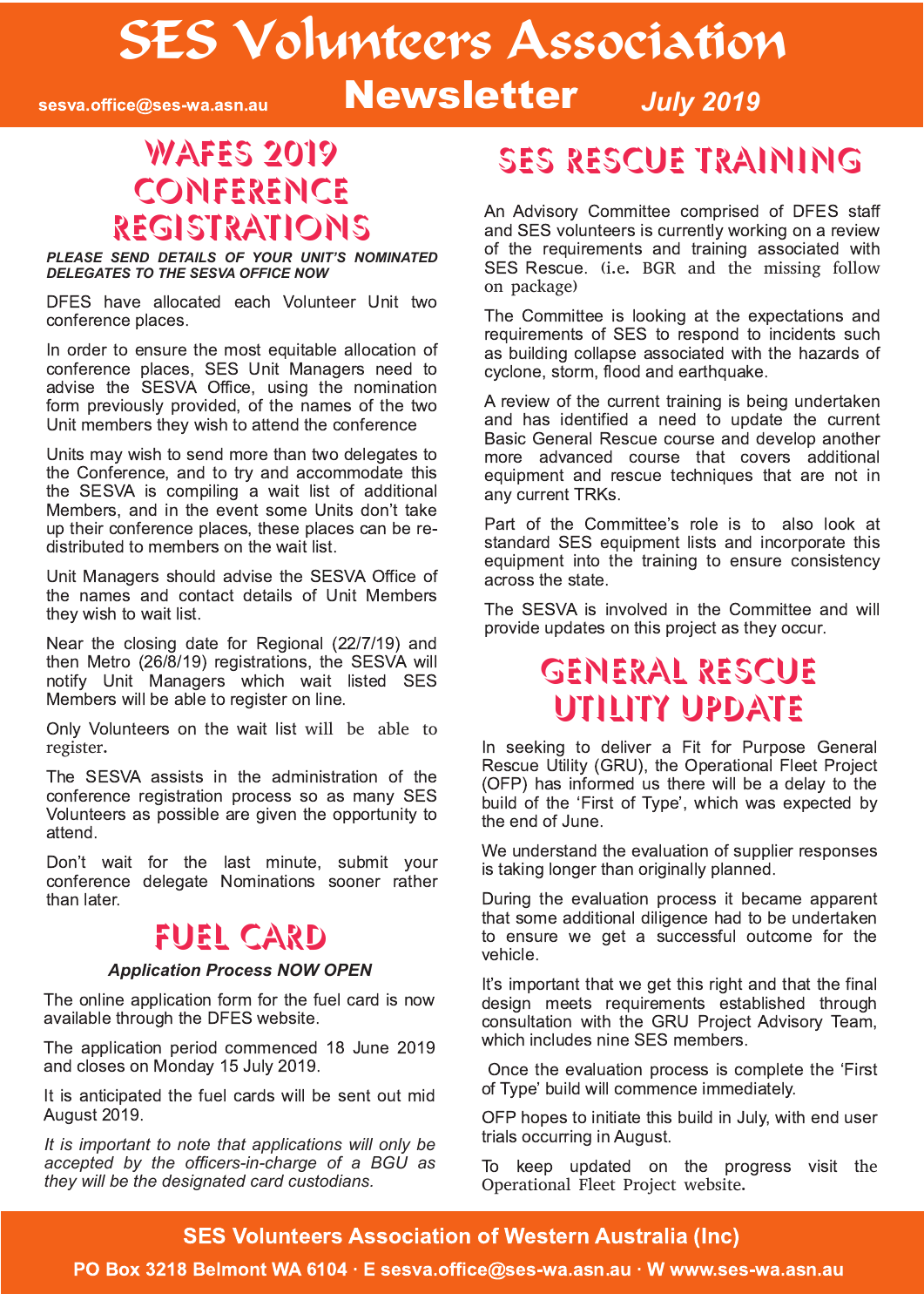# SES Volunteers Association

sesva.office@ses-wa.asn.au

## Newsletter

*July 2019*

## WAFES 2019 CONFERENCE REGISTRATIONS

***PLEASE SEND DETAILS OF YOUR UNIT'S NOMINATED DELEGATES TO THE SESVA OFFICE NOW***

DFES have allocated each Volunteer Unit two conference places.

In order to ensure the most equitable allocation of conference places, SES Unit Managers need to advise the SESVA Office, using the nomination form previously provided, of the names of the two Unit members they wish to attend the conference

Units may wish to send more than two delegates to the Conference, and to try and accommodate this the SESVA is compiling a wait list of additional Members, and in the event some Units don't take up their conference places, these places can be re-distributed to members on the wait list.

Unit Managers should advise the SESVA Office of the names and contact details of Unit Members they wish to wait list.

Near the closing date for Regional (22/7/19) and then Metro (26/8/19) registrations, the SESVA will notify Unit Managers which wait listed SES Members will be able to register on line.

Only Volunteers on the wait list will be able to register.

The SESVA assists in the administration of the conference registration process so as many SES Volunteers as possible are given the opportunity to attend.

Don't wait for the last minute, submit your conference delegate Nominations sooner rather than later.

## FUEL CARD

***Application Process NOW OPEN***

The online application form for the fuel card is now available through the DFES website.

The application period commenced 18 June 2019 and closes on Monday 15 July 2019.

It is anticipated the fuel cards will be sent out mid August 2019.

*It is important to note that applications will only be accepted by the officers-in-charge of a BGU as they will be the designated card custodians.*

## SES RESCUE TRAINING

An Advisory Committee comprised of DFES staff and SES volunteers is currently working on a review of the requirements and training associated with SES Rescue. (i.e. BGR and the missing follow on package)

The Committee is looking at the expectations and requirements of SES to respond to incidents such as building collapse associated with the hazards of cyclone, storm, flood and earthquake.

A review of the current training is being undertaken and has identified a need to update the current Basic General Rescue course and develop another more advanced course that covers additional equipment and rescue techniques that are not in any current TRKs.

Part of the Committee's role is to also look at standard SES equipment lists and incorporate this equipment into the training to ensure consistency across the state.

The SESVA is involved in the Committee and will provide updates on this project as they occur.

## GENERAL RESCUE UTILITY UPDATE

In seeking to deliver a Fit for Purpose General Rescue Utility (GRU), the Operational Fleet Project (OFP) has informed us there will be a delay to the build of the 'First of Type', which was expected by the end of June.

We understand the evaluation of supplier responses is taking longer than originally planned.

During the evaluation process it became apparent that some additional diligence had to be undertaken to ensure we get a successful outcome for the vehicle.

It's important that we get this right and that the final design meets requirements established through consultation with the GRU Project Advisory Team, which includes nine SES members.

Once the evaluation process is complete the 'First of Type' build will commence immediately.

OFP hopes to initiate this build in July, with end user trials occurring in August.

To keep updated on the progress visit the Operational Fleet Project website.

**SES Volunteers Association of Western Australia (Inc)**

**PO Box 3218 Belmont WA 6104 · E sesva.office@ses-wa.asn.au · W www.ses-wa.asn.au**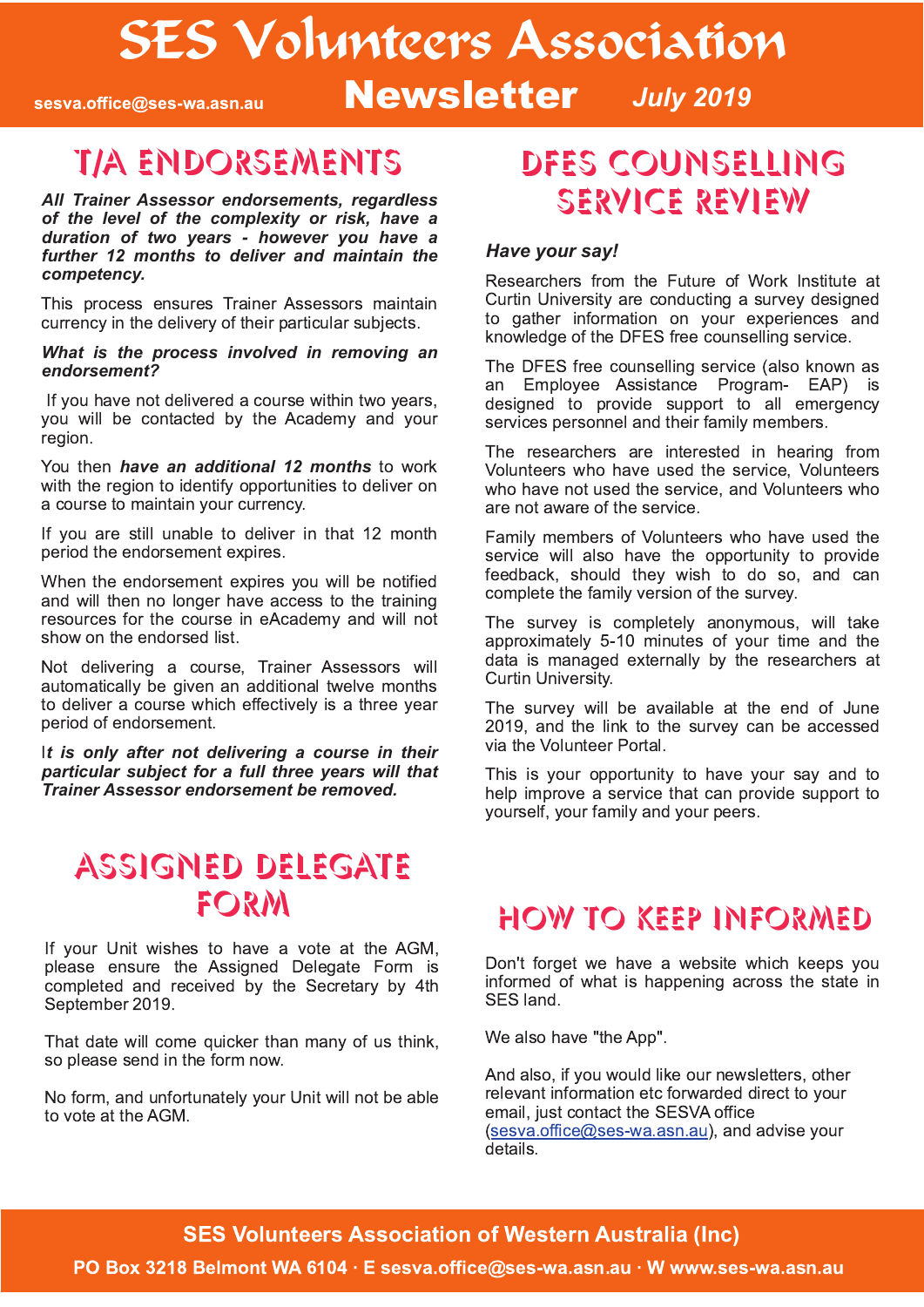# SES Volunteers Association

sesva.office@ses-wa.asn.au

## Newsletter

**July 2019**

## T/A ENDORSEMENTS

***All Trainer Assessor endorsements, regardless of the level of the complexity or risk, have a duration of two years - however you have a further 12 months to deliver and maintain the competency.***

This process ensures Trainer Assessors maintain currency in the delivery of their particular subjects.

***What is the process involved in removing an endorsement?***

If you have not delivered a course within two years, you will be contacted by the Academy and your region.

You then ***have an additional 12 months*** to work with the region to identify opportunities to deliver on a course to maintain your currency.

If you are still unable to deliver in that 12 month period the endorsement expires.

When the endorsement expires you will be notified and will then no longer have access to the training resources for the course in eAcademy and will not show on the endorsed list.

Not delivering a course, Trainer Assessors will automatically be given an additional twelve months to deliver a course which effectively is a three year period of endorsement.

I***t is only after not delivering a course in their particular subject for a full three years will that Trainer Assessor endorsement be removed.***

## DFES COUNSELLING SERVICE REVIEW

***Have your say!***

Researchers from the Future of Work Institute at Curtin University are conducting a survey designed to gather information on your experiences and knowledge of the DFES free counselling service.

The DFES free counselling service (also known as an Employee Assistance Program- EAP) is designed to provide support to all emergency services personnel and their family members.

The researchers are interested in hearing from Volunteers who have used the service, Volunteers who have not used the service, and Volunteers who are not aware of the service.

Family members of Volunteers who have used the service will also have the opportunity to provide feedback, should they wish to do so, and can complete the family version of the survey.

The survey is completely anonymous, will take approximately 5-10 minutes of your time and the data is managed externally by the researchers at Curtin University.

The survey will be available at the end of June 2019, and the link to the survey can be accessed via the Volunteer Portal.

This is your opportunity to have your say and to help improve a service that can provide support to yourself, your family and your peers.

## ASSIGNED DELEGATE FORM

If your Unit wishes to have a vote at the AGM, please ensure the Assigned Delegate Form is completed and received by the Secretary by 4th September 2019.

That date will come quicker than many of us think, so please send in the form now.

No form, and unfortunately your Unit will not be able to vote at the AGM.

## HOW TO KEEP INFORMED

Don't forget we have a website which keeps you informed of what is happening across the state in SES land.

We also have "the App".

And also, if you would like our newsletters, other relevant information etc forwarded direct to your email, just contact the SESVA office (sesva.office@ses-wa.asn.au), and advise your details.

**SES Volunteers Association of Western Australia (Inc)**

**PO Box 3218 Belmont WA 6104 · E sesva.office@ses-wa.asn.au · W www.ses-wa.asn.au**